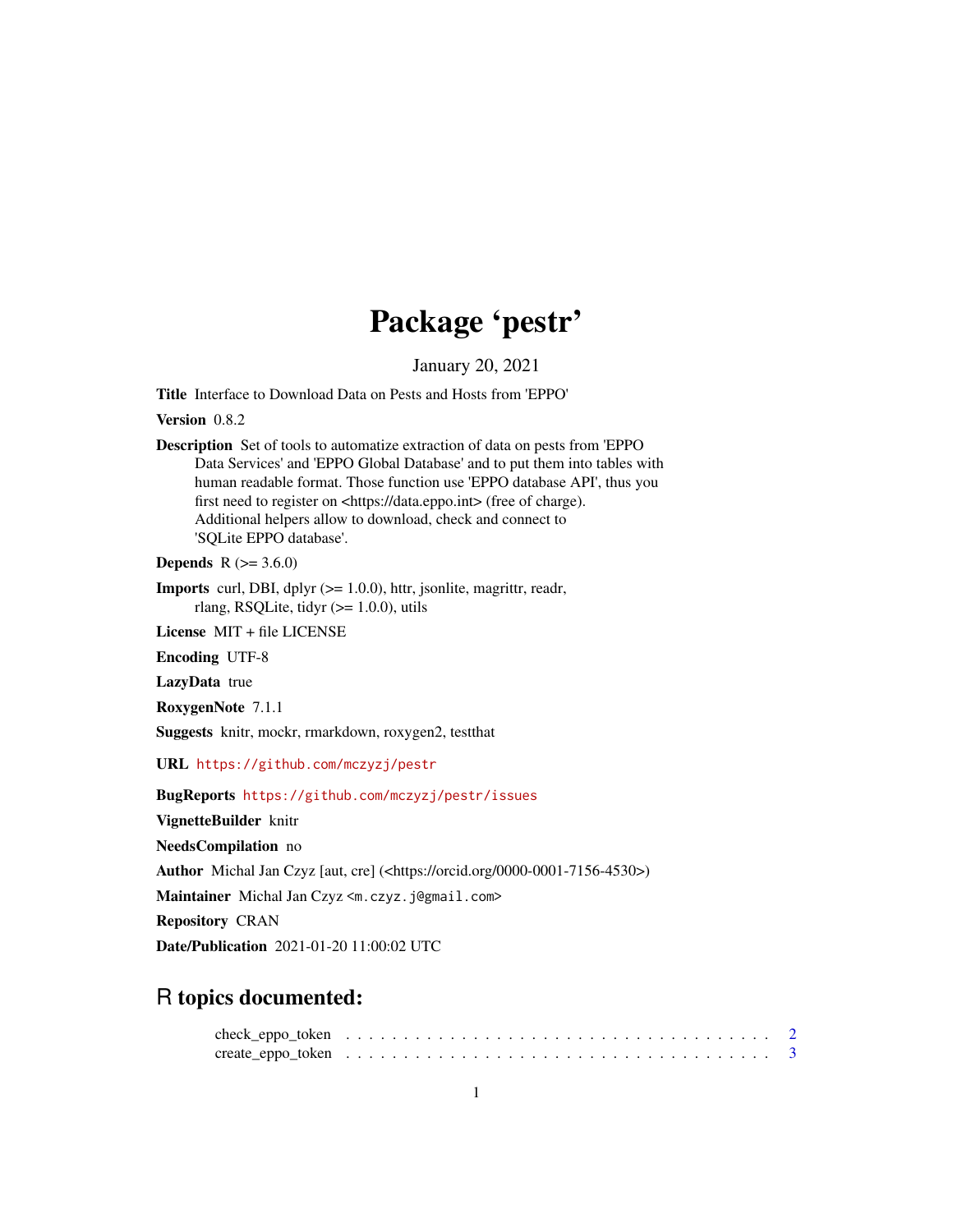# Package 'pestr'

January 20, 2021

**Title** Interface to Download Data on Pests and Hosts from 'EPPO'

**Version** 0.8.2

**Description** Set of tools to automatize extraction of data on pests from 'EPPO Data Services' and 'EPPO Global Database' and to put them into tables with human readable format. Those function use 'EPPO database API', thus you first need to register on <https://data.eppo.int> (free of charge). Additional helpers allow to download, check and connect to 'SQLite EPPO database'.

**Depends** R (>= 3.6.0)

**Imports** curl, DBI, dplyr (>= 1.0.0), httr, jsonlite, magrittr, readr, rlang, RSQLite, tidyr (>= 1.0.0), utils

**License** MIT + file LICENSE

**Encoding** UTF-8

**LazyData** true

**RoxygenNote** 7.1.1

**Suggests** knitr, mockr, rmarkdown, roxygen2, testthat

**URL** https://github.com/mczyzj/pestr

**BugReports** https://github.com/mczyzj/pestr/issues

**VignetteBuilder** knitr

**NeedsCompilation** no

**Author** Michal Jan Czyz [aut, cre] (<https://orcid.org/0000-0001-7156-4530>)

**Maintainer** Michal Jan Czyz <m.czyz.j@gmail.com>

**Repository** CRAN

**Date/Publication** 2021-01-20 11:00:02 UTC

## R topics documented:

check_eppo_token . . . . . . . . . . . . . . . . . . . . . . . . . . . . . . . . . . . . 2
create_eppo_token . . . . . . . . . . . . . . . . . . . . . . . . . . . . . . . . . . . . 3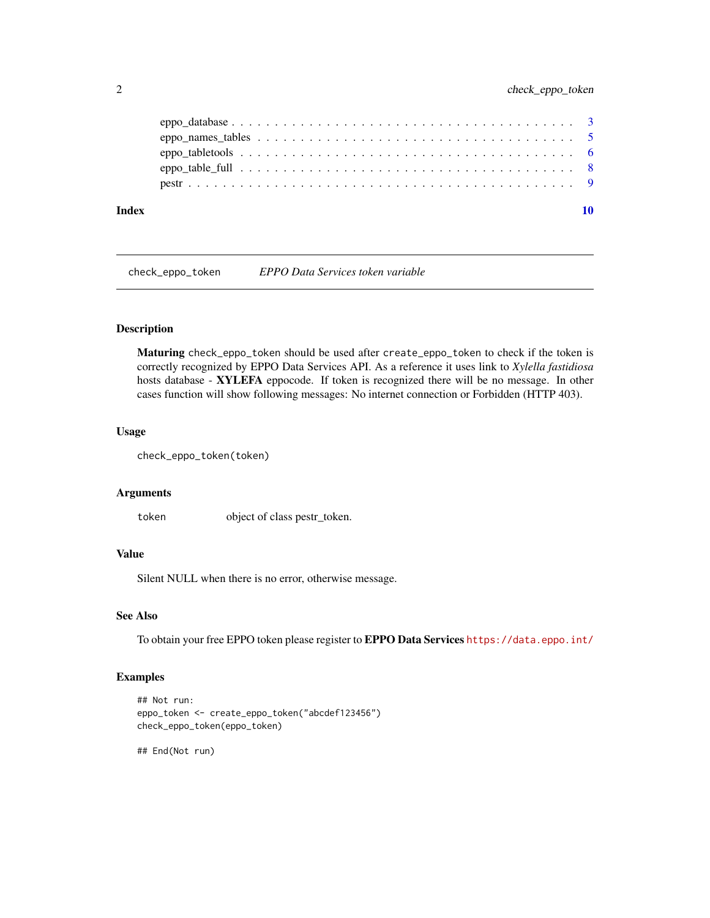eppo_database . . . . . . . . . . . . . . . . . . . . . . . . . . . . . . . . . . . . . 3
eppo_names_tables . . . . . . . . . . . . . . . . . . . . . . . . . . . . . . . . . . . 5
eppo_tabletools . . . . . . . . . . . . . . . . . . . . . . . . . . . . . . . . . . . . 6
eppo_table_full . . . . . . . . . . . . . . . . . . . . . . . . . . . . . . . . . . . . 8
pestr . . . . . . . . . . . . . . . . . . . . . . . . . . . . . . . . . . . . . . . . . 9

**Index** **10**

---

## check_eppo_token &nbsp;&nbsp;&nbsp; *EPPO Data Services token variable*

---

### Description

**Maturing** `check_eppo_token` should be used after `create_eppo_token` to check if the token is correctly recognized by EPPO Data Services API. As a reference it uses link to *Xylella fastidiosa* hosts database - **XYLEFA** eppocode. If token is recognized there will be no message. In other cases function will show following messages: No internet connection or Forbidden (HTTP 403).

### Usage

```
check_eppo_token(token)
```

### Arguments

| | |
|---|---|
| `token` | object of class pestr_token. |

### Value

Silent NULL when there is no error, otherwise message.

### See Also

To obtain your free EPPO token please register to **EPPO Data Services** https://data.eppo.int/

### Examples

```
## Not run:
eppo_token <- create_eppo_token("abcdef123456")
check_eppo_token(eppo_token)

## End(Not run)
```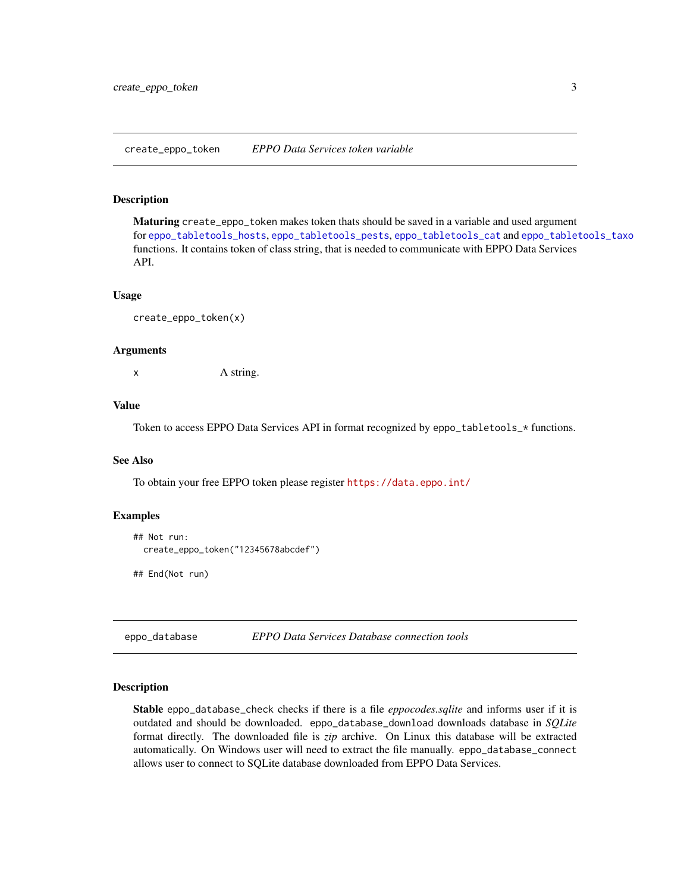## create_eppo_token — *EPPO Data Services token variable*

### Description

**Maturing** `create_eppo_token` makes token thats should be saved in a variable and used argument for `eppo_tabletools_hosts`, `eppo_tabletools_pests`, `eppo_tabletools_cat` and `eppo_tabletools_taxo` functions. It contains token of class string, that is needed to communicate with EPPO Data Services API.

### Usage

```
create_eppo_token(x)
```

### Arguments

| | |
|---|---|
| x | A string. |

### Value

Token to access EPPO Data Services API in format recognized by `eppo_tabletools_*` functions.

### See Also

To obtain your free EPPO token please register https://data.eppo.int/

### Examples

```
## Not run:
  create_eppo_token("12345678abcdef")

## End(Not run)
```

## eppo_database — *EPPO Data Services Database connection tools*

### Description

**Stable** `eppo_database_check` checks if there is a file *eppocodes.sqlite* and informs user if it is outdated and should be downloaded. `eppo_database_download` downloads database in *SQLite* format directly. The downloaded file is *zip* archive. On Linux this database will be extracted automatically. On Windows user will need to extract the file manually. `eppo_database_connect` allows user to connect to SQLite database downloaded from EPPO Data Services.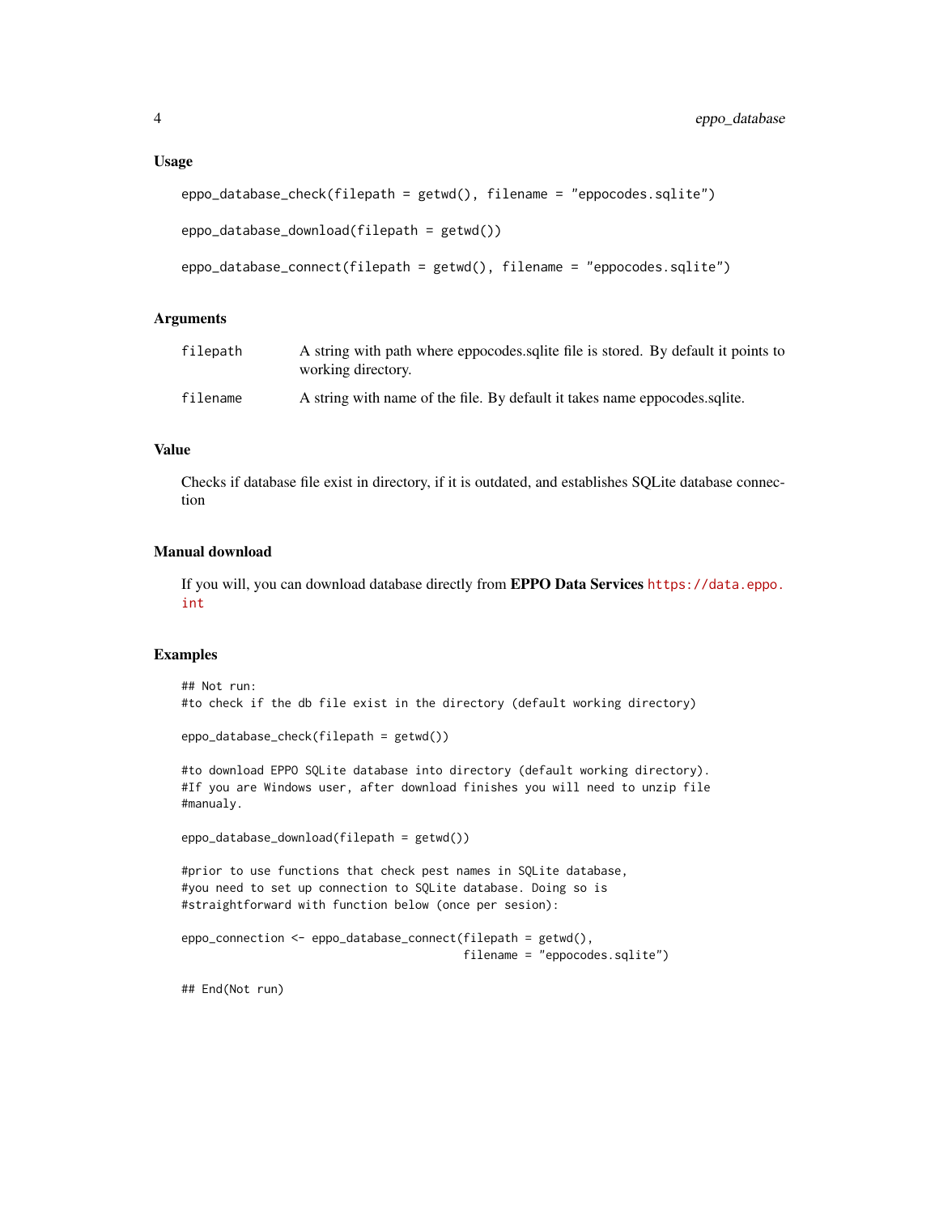### Usage

```
eppo_database_check(filepath = getwd(), filename = "eppocodes.sqlite")

eppo_database_download(filepath = getwd())

eppo_database_connect(filepath = getwd(), filename = "eppocodes.sqlite")
```

### Arguments

| | |
|---|---|
| `filepath` | A string with path where eppocodes.sqlite file is stored. By default it points to working directory. |
| `filename` | A string with name of the file. By default it takes name eppocodes.sqlite. |

### Value

Checks if database file exist in directory, if it is outdated, and establishes SQLite database connection

### Manual download

If you will, you can download database directly from **EPPO Data Services** https://data.eppo.int

### Examples

```
## Not run:
#to check if the db file exist in the directory (default working directory)

eppo_database_check(filepath = getwd())

#to download EPPO SQLite database into directory (default working directory).
#If you are Windows user, after download finishes you will need to unzip file
#manualy.

eppo_database_download(filepath = getwd())

#prior to use functions that check pest names in SQLite database,
#you need to set up connection to SQLite database. Doing so is
#straightforward with function below (once per sesion):

eppo_connection <- eppo_database_connect(filepath = getwd(),
                                         filename = "eppocodes.sqlite")

## End(Not run)
```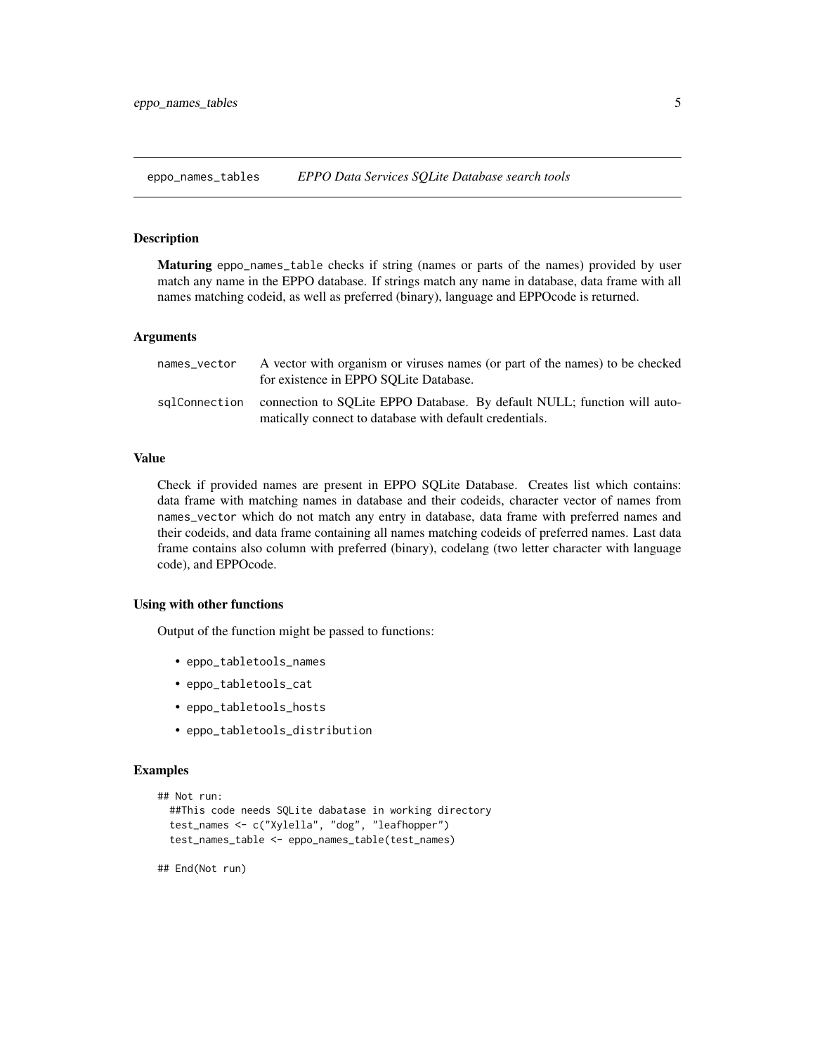# eppo_names_tables — *EPPO Data Services SQLite Database search tools*

### Description

**Maturing** eppo_names_table checks if string (names or parts of the names) provided by user match any name in the EPPO database. If strings match any name in database, data frame with all names matching codeid, as well as preferred (binary), language and EPPOcode is returned.

### Arguments

| | |
|---|---|
| names_vector | A vector with organism or viruses names (or part of the names) to be checked for existence in EPPO SQLite Database. |
| sqlConnection | connection to SQLite EPPO Database. By default NULL; function will automatically connect to database with default credentials. |

### Value

Check if provided names are present in EPPO SQLite Database. Creates list which contains: data frame with matching names in database and their codeids, character vector of names from names_vector which do not match any entry in database, data frame with preferred names and their codeids, and data frame containing all names matching codeids of preferred names. Last data frame contains also column with preferred (binary), codelang (two letter character with language code), and EPPOcode.

### Using with other functions

Output of the function might be passed to functions:

- eppo_tabletools_names
- eppo_tabletools_cat
- eppo_tabletools_hosts
- eppo_tabletools_distribution

### Examples

```
## Not run:
  ##This code needs SQLite dabatase in working directory
  test_names <- c("Xylella", "dog", "leafhopper")
  test_names_table <- eppo_names_table(test_names)

## End(Not run)
```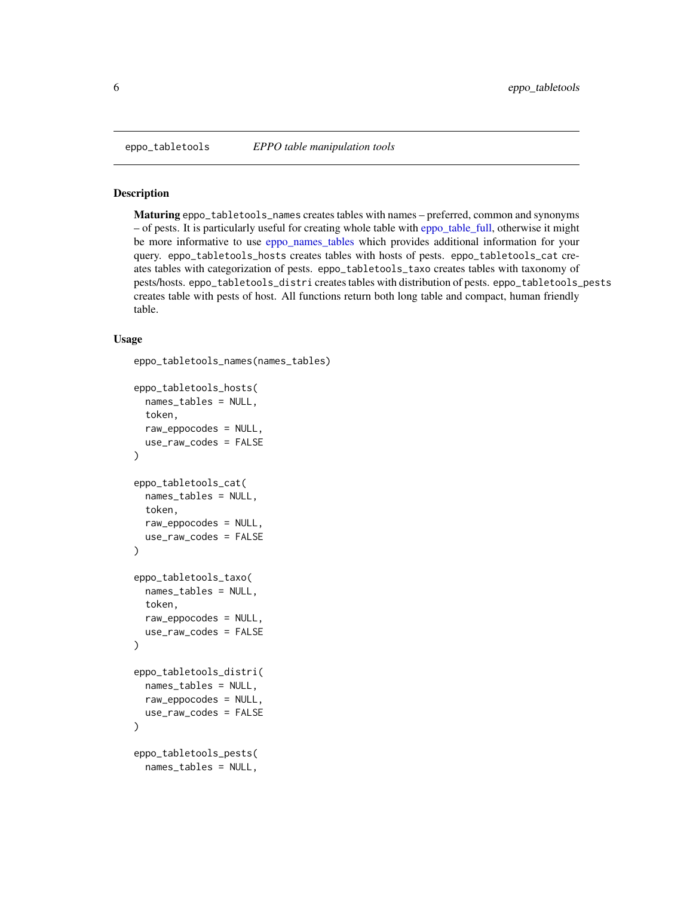eppo_tabletools *EPPO table manipulation tools*

## Description

**Maturing** eppo_tabletools_names creates tables with names – preferred, common and synonyms – of pests. It is particularly useful for creating whole table with eppo_table_full, otherwise it might be more informative to use eppo_names_tables which provides additional information for your query. eppo_tabletools_hosts creates tables with hosts of pests. eppo_tabletools_cat creates tables with categorization of pests. eppo_tabletools_taxo creates tables with taxonomy of pests/hosts. eppo_tabletools_distri creates tables with distribution of pests. eppo_tabletools_pests creates table with pests of host. All functions return both long table and compact, human friendly table.

## Usage

```
eppo_tabletools_names(names_tables)

eppo_tabletools_hosts(
  names_tables = NULL,
  token,
  raw_eppocodes = NULL,
  use_raw_codes = FALSE
)

eppo_tabletools_cat(
  names_tables = NULL,
  token,
  raw_eppocodes = NULL,
  use_raw_codes = FALSE
)

eppo_tabletools_taxo(
  names_tables = NULL,
  token,
  raw_eppocodes = NULL,
  use_raw_codes = FALSE
)

eppo_tabletools_distri(
  names_tables = NULL,
  raw_eppocodes = NULL,
  use_raw_codes = FALSE
)

eppo_tabletools_pests(
  names_tables = NULL,
```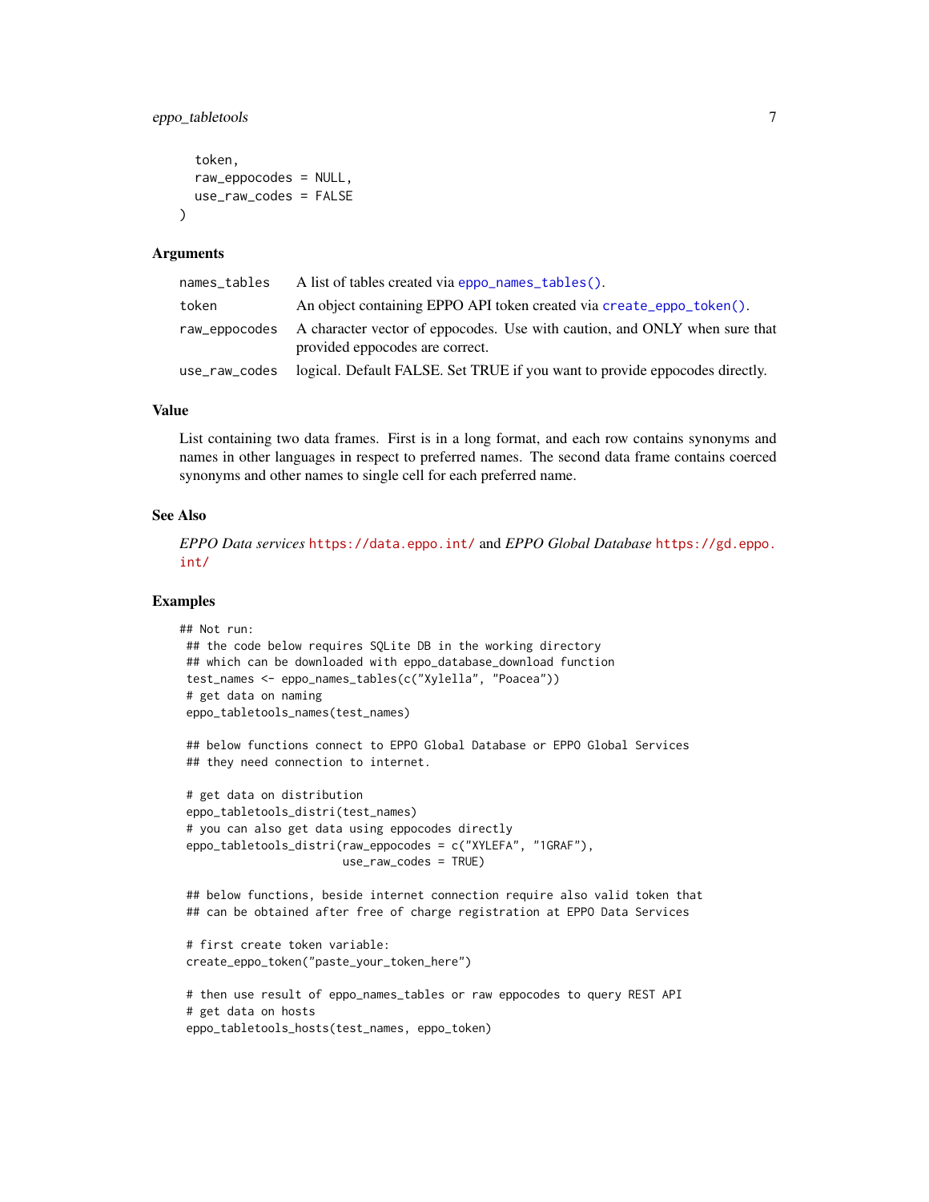```
  token,
  raw_eppocodes = NULL,
  use_raw_codes = FALSE
)
```

### Arguments

| | |
|---|---|
| names_tables | A list of tables created via `eppo_names_tables()`. |
| token | An object containing EPPO API token created via `create_eppo_token()`. |
| raw_eppocodes | A character vector of eppocodes. Use with caution, and ONLY when sure that provided eppocodes are correct. |
| use_raw_codes | logical. Default FALSE. Set TRUE if you want to provide eppocodes directly. |

### Value

List containing two data frames. First is in a long format, and each row contains synonyms and names in other languages in respect to preferred names. The second data frame contains coerced synonyms and other names to single cell for each preferred name.

### See Also

*EPPO Data services* https://data.eppo.int/ and *EPPO Global Database* https://gd.eppo.int/

### Examples

```
## Not run:
 ## the code below requires SQLite DB in the working directory
 ## which can be downloaded with eppo_database_download function
 test_names <- eppo_names_tables(c("Xylella", "Poacea"))
 # get data on naming
 eppo_tabletools_names(test_names)

 ## below functions connect to EPPO Global Database or EPPO Global Services
 ## they need connection to internet.

 # get data on distribution
 eppo_tabletools_distri(test_names)
 # you can also get data using eppocodes directly
 eppo_tabletools_distri(raw_eppocodes = c("XYLEFA", "1GRAF"),
                        use_raw_codes = TRUE)

 ## below functions, beside internet connection require also valid token that
 ## can be obtained after free of charge registration at EPPO Data Services

 # first create token variable:
 create_eppo_token("paste_your_token_here")

 # then use result of eppo_names_tables or raw eppocodes to query REST API
 # get data on hosts
 eppo_tabletools_hosts(test_names, eppo_token)
```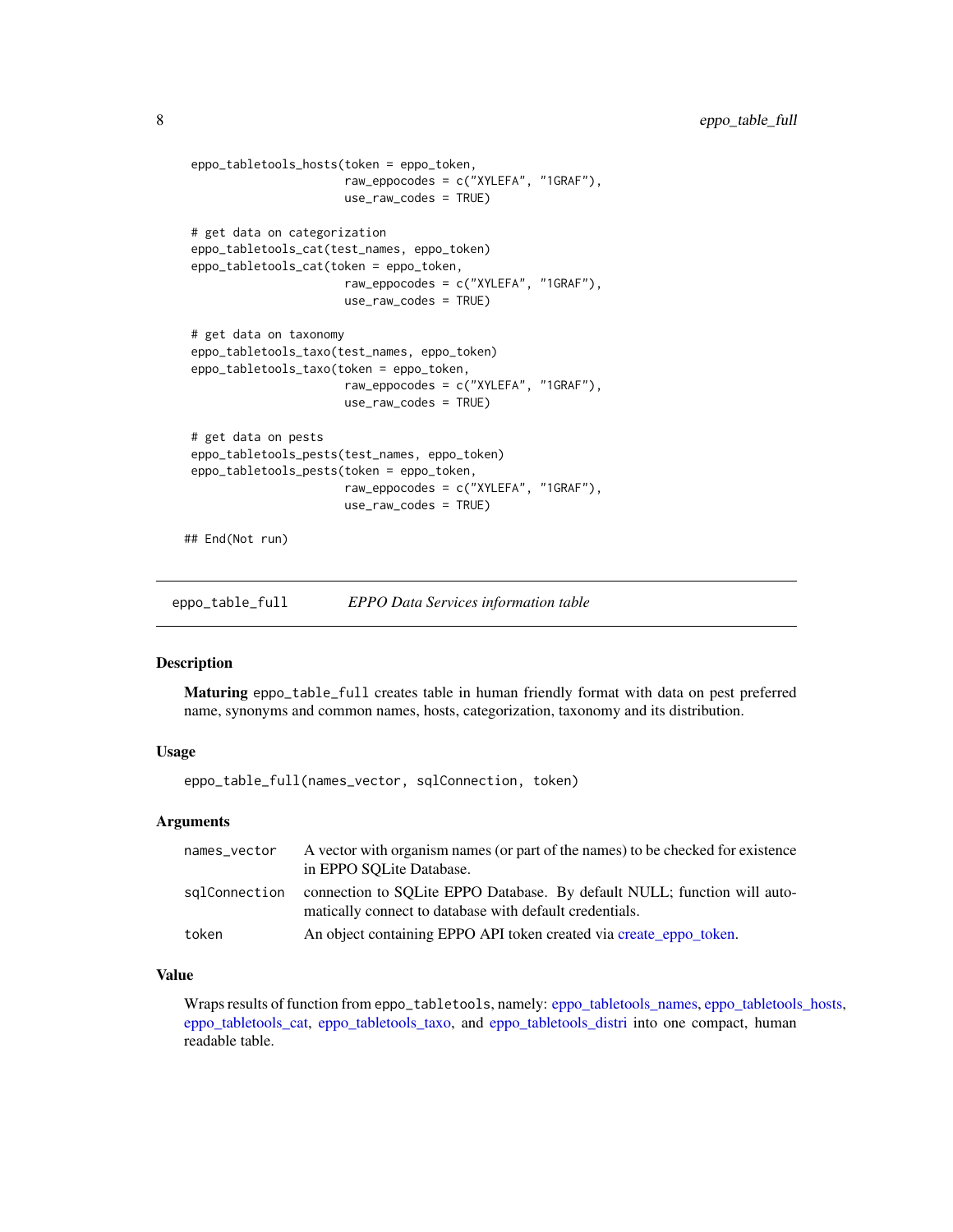```
eppo_tabletools_hosts(token = eppo_token,
                      raw_eppocodes = c("XYLEFA", "1GRAF"),
                      use_raw_codes = TRUE)

# get data on categorization
eppo_tabletools_cat(test_names, eppo_token)
eppo_tabletools_cat(token = eppo_token,
                      raw_eppocodes = c("XYLEFA", "1GRAF"),
                      use_raw_codes = TRUE)

# get data on taxonomy
eppo_tabletools_taxo(test_names, eppo_token)
eppo_tabletools_taxo(token = eppo_token,
                      raw_eppocodes = c("XYLEFA", "1GRAF"),
                      use_raw_codes = TRUE)

# get data on pests
eppo_tabletools_pests(test_names, eppo_token)
eppo_tabletools_pests(token = eppo_token,
                      raw_eppocodes = c("XYLEFA", "1GRAF"),
                      use_raw_codes = TRUE)

## End(Not run)
```

## eppo_table_full — *EPPO Data Services information table*

### Description

**Maturing** `eppo_table_full` creates table in human friendly format with data on pest preferred name, synonyms and common names, hosts, categorization, taxonomy and its distribution.

### Usage

```
eppo_table_full(names_vector, sqlConnection, token)
```

### Arguments

| Argument | Description |
|---|---|
| names_vector | A vector with organism names (or part of the names) to be checked for existence in EPPO SQLite Database. |
| sqlConnection | connection to SQLite EPPO Database. By default NULL; function will automatically connect to database with default credentials. |
| token | An object containing EPPO API token created via create_eppo_token. |

### Value

Wraps results of function from `eppo_tabletools`, namely: eppo_tabletools_names, eppo_tabletools_hosts, eppo_tabletools_cat, eppo_tabletools_taxo, and eppo_tabletools_distri into one compact, human readable table.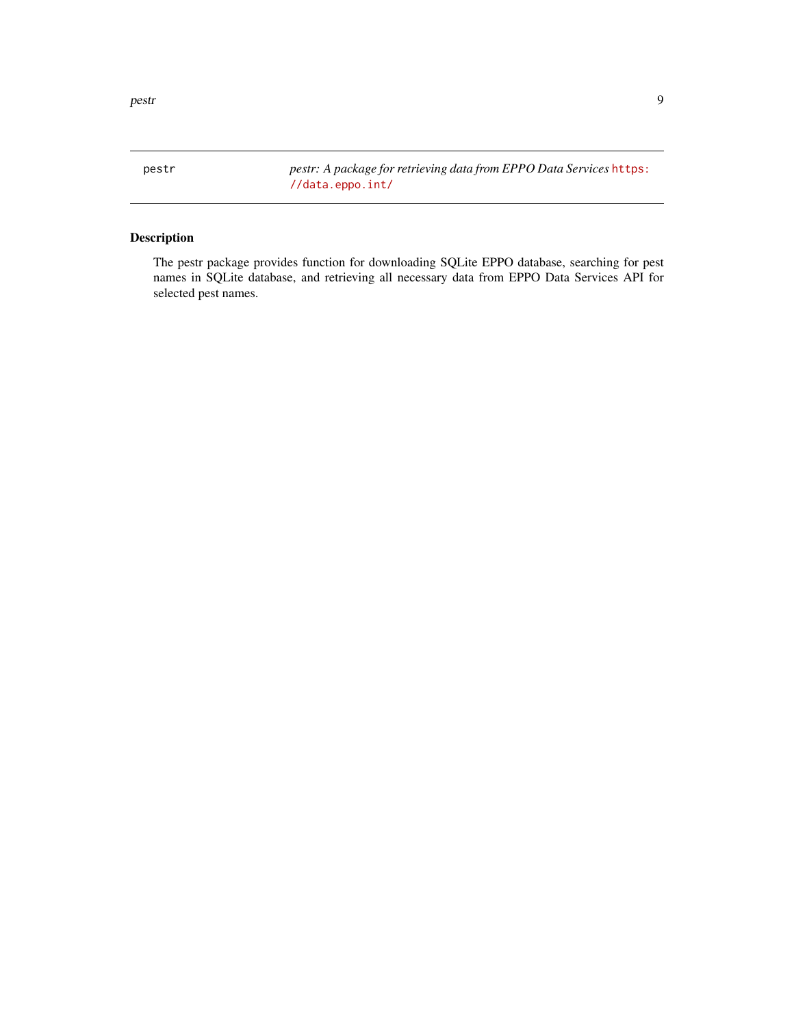pestr *pestr: A package for retrieving data from EPPO Data Services* https://data.eppo.int/

## Description

The pestr package provides function for downloading SQLite EPPO database, searching for pest names in SQLite database, and retrieving all necessary data from EPPO Data Services API for selected pest names.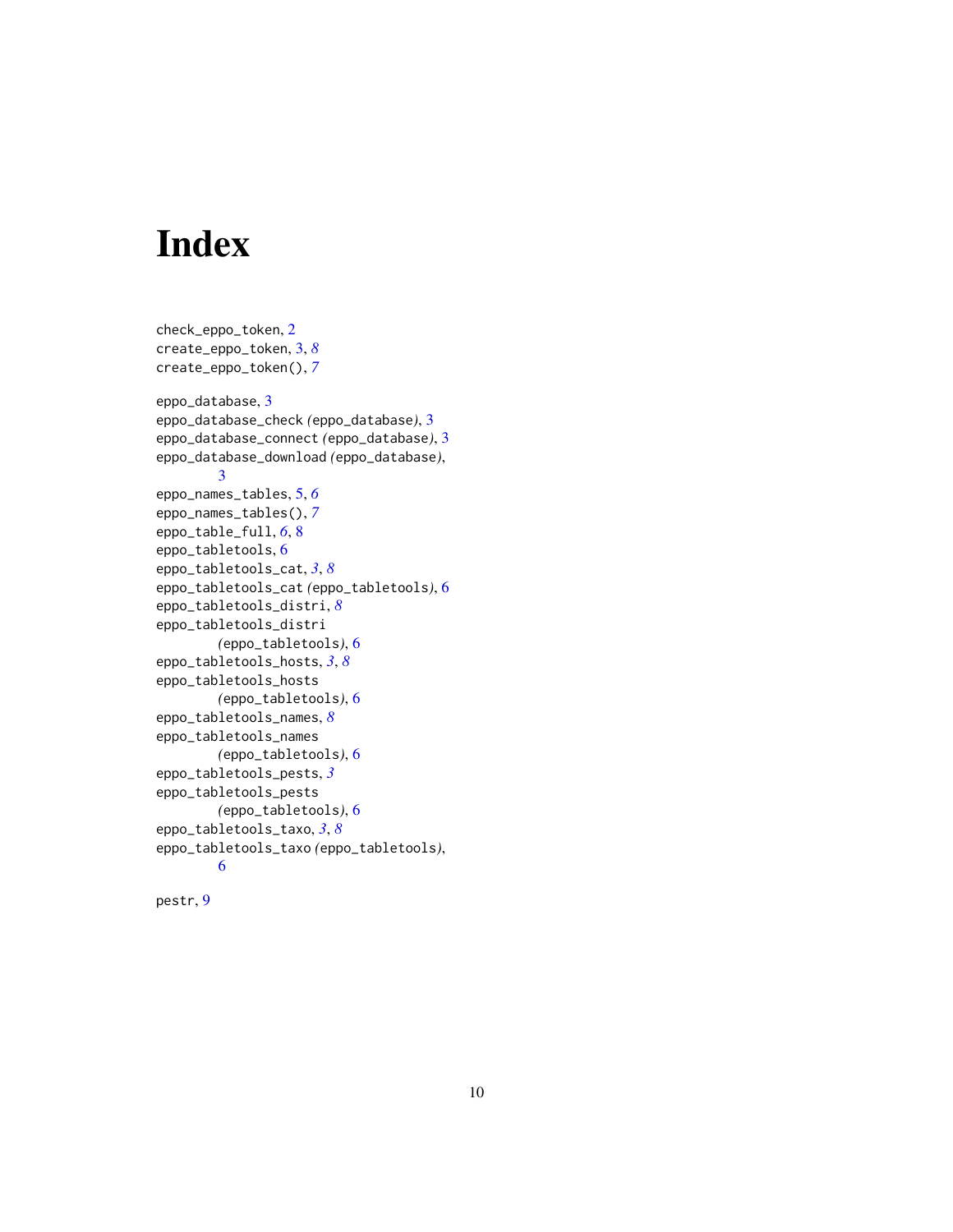# Index

check_eppo_token, 2
create_eppo_token, 3, *8*
create_eppo_token(), *7*

eppo_database, 3
eppo_database_check *(*eppo_database*)*, 3
eppo_database_connect *(*eppo_database*)*, 3
eppo_database_download *(*eppo_database*)*, 3
eppo_names_tables, 5, *6*
eppo_names_tables(), *7*
eppo_table_full, *6*, 8
eppo_tabletools, 6
eppo_tabletools_cat, *3*, *8*
eppo_tabletools_cat *(*eppo_tabletools*)*, 6
eppo_tabletools_distri, *8*
eppo_tabletools_distri *(*eppo_tabletools*)*, 6
eppo_tabletools_hosts, *3*, *8*
eppo_tabletools_hosts *(*eppo_tabletools*)*, 6
eppo_tabletools_names, *8*
eppo_tabletools_names *(*eppo_tabletools*)*, 6
eppo_tabletools_pests, *3*
eppo_tabletools_pests *(*eppo_tabletools*)*, 6
eppo_tabletools_taxo, *3*, *8*
eppo_tabletools_taxo *(*eppo_tabletools*)*, 6

pestr, 9